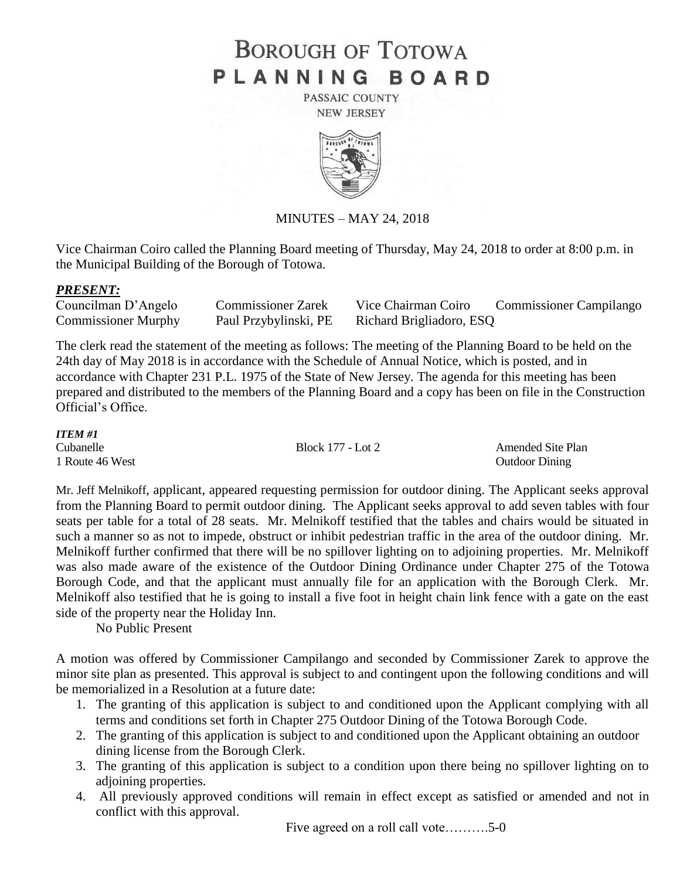# BOROUGH OF TOTOWA
# PLANNING BOARD

PASSAIC COUNTY
NEW JERSEY

MINUTES – MAY 24, 2018

Vice Chairman Coiro called the Planning Board meeting of Thursday, May 24, 2018 to order at 8:00 p.m. in the Municipal Building of the Borough of Totowa.

***PRESENT:***

| Councilman D'Angelo | Commissioner Zarek | Vice Chairman Coiro | Commissioner Campilango |
|---|---|---|---|
| Commissioner Murphy | Paul Przybylinski, PE | Richard Brigliadoro, ESQ | |

The clerk read the statement of the meeting as follows: The meeting of the Planning Board to be held on the 24th day of May 2018 is in accordance with the Schedule of Annual Notice, which is posted, and in accordance with Chapter 231 P.L. 1975 of the State of New Jersey. The agenda for this meeting has been prepared and distributed to the members of the Planning Board and a copy has been on file in the Construction Official's Office.

***ITEM #1***

| | | |
|---|---|---|
| Cubanelle | Block 177 - Lot 2 | Amended Site Plan |
| 1 Route 46 West | | Outdoor Dining |

Mr. Jeff Melnikoff, applicant, appeared requesting permission for outdoor dining. The Applicant seeks approval from the Planning Board to permit outdoor dining. The Applicant seeks approval to add seven tables with four seats per table for a total of 28 seats. Mr. Melnikoff testified that the tables and chairs would be situated in such a manner so as not to impede, obstruct or inhibit pedestrian traffic in the area of the outdoor dining. Mr. Melnikoff further confirmed that there will be no spillover lighting on to adjoining properties. Mr. Melnikoff was also made aware of the existence of the Outdoor Dining Ordinance under Chapter 275 of the Totowa Borough Code, and that the applicant must annually file for an application with the Borough Clerk. Mr. Melnikoff also testified that he is going to install a five foot in height chain link fence with a gate on the east side of the property near the Holiday Inn.

No Public Present

A motion was offered by Commissioner Campilango and seconded by Commissioner Zarek to approve the minor site plan as presented. This approval is subject to and contingent upon the following conditions and will be memorialized in a Resolution at a future date:

1. The granting of this application is subject to and conditioned upon the Applicant complying with all terms and conditions set forth in Chapter 275 Outdoor Dining of the Totowa Borough Code.
2. The granting of this application is subject to and conditioned upon the Applicant obtaining an outdoor dining license from the Borough Clerk.
3. The granting of this application is subject to a condition upon there being no spillover lighting on to adjoining properties.
4. All previously approved conditions will remain in effect except as satisfied or amended and not in conflict with this approval.

Five agreed on a roll call vote……….5-0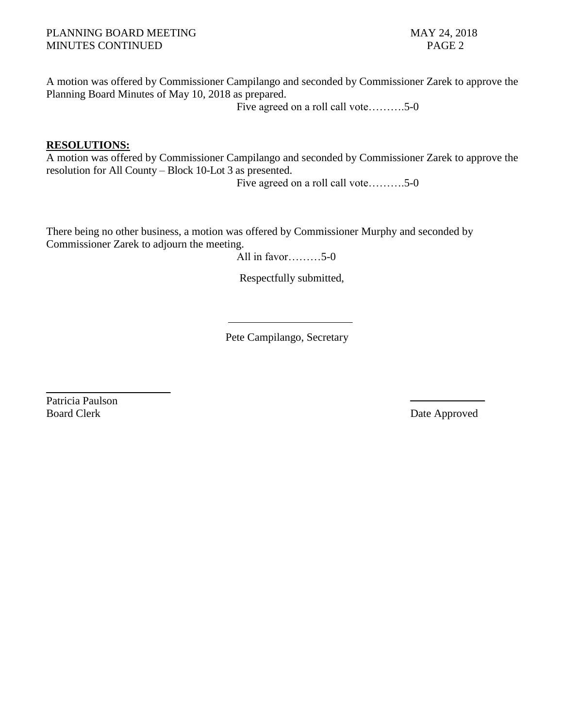A motion was offered by Commissioner Campilango and seconded by Commissioner Zarek to approve the Planning Board Minutes of May 10, 2018 as prepared.

Five agreed on a roll call vote……….5-0

**RESOLUTIONS:**

A motion was offered by Commissioner Campilango and seconded by Commissioner Zarek to approve the resolution for All County – Block 10-Lot 3 as presented.

Five agreed on a roll call vote……….5-0

There being no other business, a motion was offered by Commissioner Murphy and seconded by Commissioner Zarek to adjourn the meeting.

All in favor………5-0

Respectfully submitted,

\_\_\_\_\_\_\_\_\_\_\_\_\_\_\_\_\_\_\_\_\_\_

Pete Campilango, Secretary

\_\_\_\_\_\_\_\_\_\_\_\_\_\_\_\_\_\_\_\_\_\_

Patricia Paulson
Board Clerk

\_\_\_\_\_\_\_\_\_\_\_\_\_

Date Approved